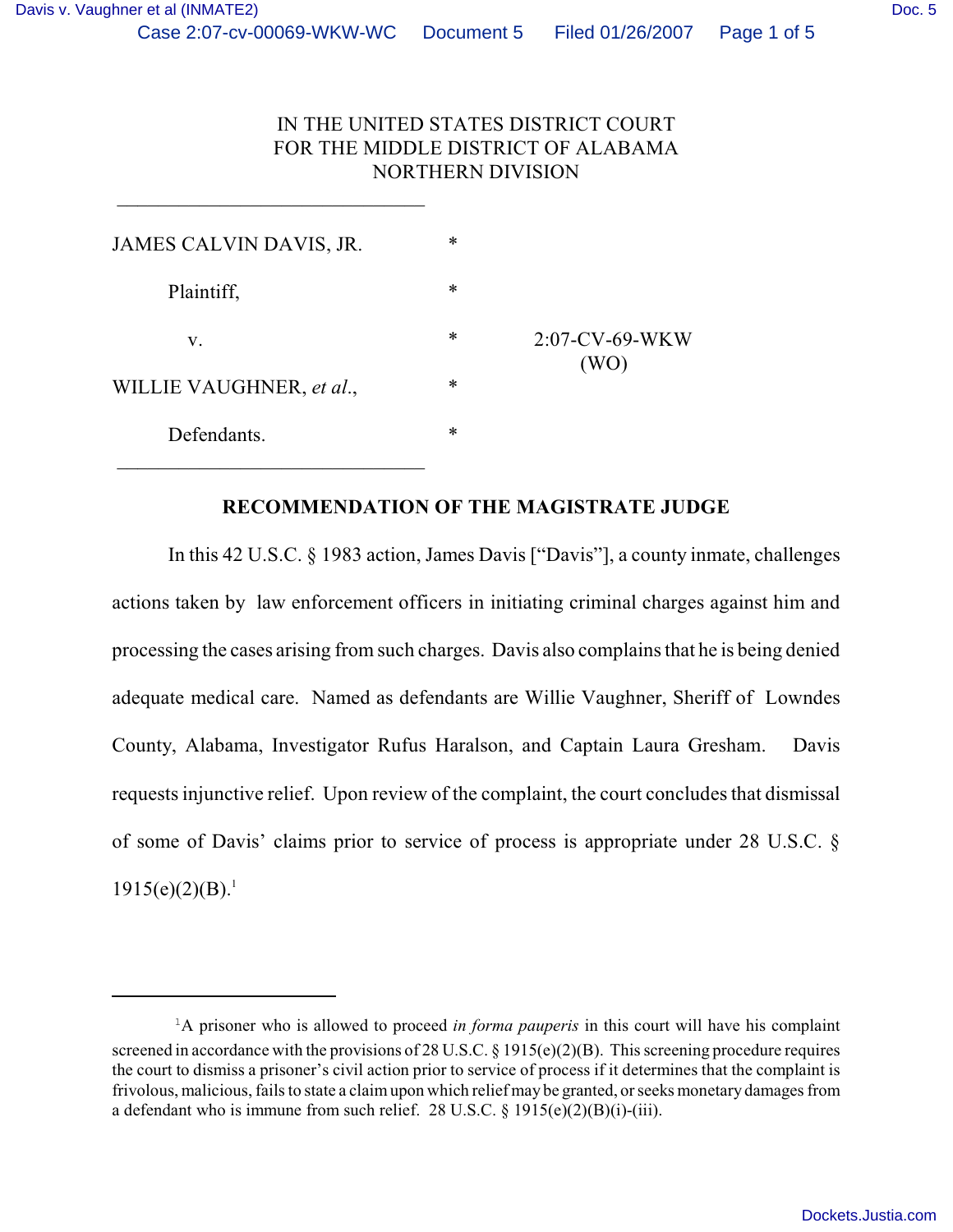IN THE UNITED STATES DISTRICT COURT
FOR THE MIDDLE DISTRICT OF ALABAMA
NORTHERN DIVISION

| | | |
|---|---|---|
| JAMES CALVIN DAVIS, JR. | * | |
| Plaintiff, | * | |
| v. | * | 2:07-CV-69-WKW (WO) |
| WILLIE VAUGHNER, *et al.*, | * | |
| Defendants. | * | |

**RECOMMENDATION OF THE MAGISTRATE JUDGE**

In this 42 U.S.C. § 1983 action, James Davis ["Davis"], a county inmate, challenges actions taken by law enforcement officers in initiating criminal charges against him and processing the cases arising from such charges. Davis also complains that he is being denied adequate medical care. Named as defendants are Willie Vaughner, Sheriff of Lowndes County, Alabama, Investigator Rufus Haralson, and Captain Laura Gresham. Davis requests injunctive relief. Upon review of the complaint, the court concludes that dismissal of some of Davis' claims prior to service of process is appropriate under 28 U.S.C. § 1915(e)(2)(B).[1]

[1] A prisoner who is allowed to proceed *in forma pauperis* in this court will have his complaint screened in accordance with the provisions of 28 U.S.C. § 1915(e)(2)(B). This screening procedure requires the court to dismiss a prisoner's civil action prior to service of process if it determines that the complaint is frivolous, malicious, fails to state a claim upon which relief may be granted, or seeks monetary damages from a defendant who is immune from such relief. 28 U.S.C. § 1915(e)(2)(B)(i)-(iii).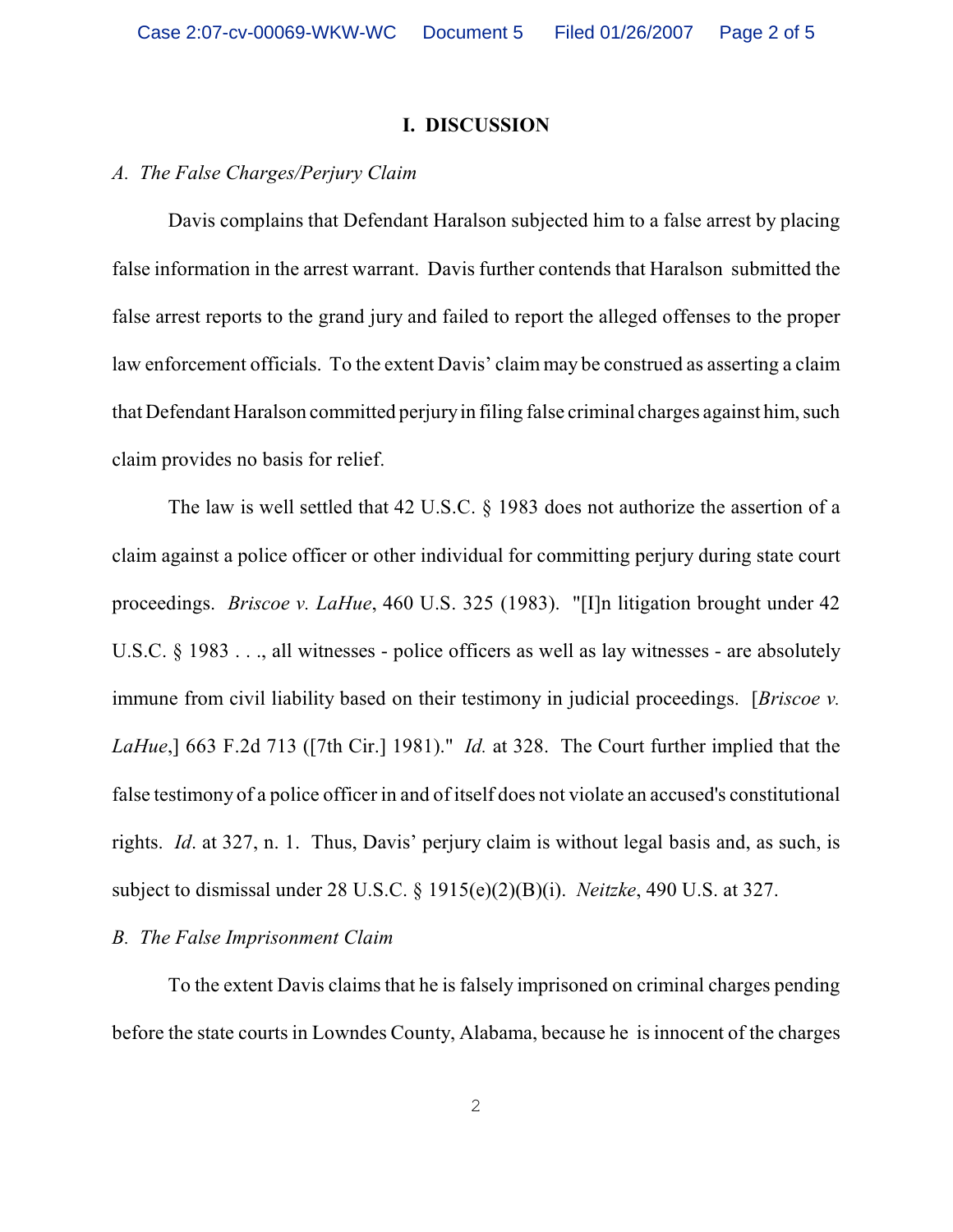# I. DISCUSSION

*A. The False Charges/Perjury Claim*

Davis complains that Defendant Haralson subjected him to a false arrest by placing false information in the arrest warrant. Davis further contends that Haralson submitted the false arrest reports to the grand jury and failed to report the alleged offenses to the proper law enforcement officials. To the extent Davis' claim may be construed as asserting a claim that Defendant Haralson committed perjury in filing false criminal charges against him, such claim provides no basis for relief.

The law is well settled that 42 U.S.C. § 1983 does not authorize the assertion of a claim against a police officer or other individual for committing perjury during state court proceedings. *Briscoe v. LaHue*, 460 U.S. 325 (1983). "[I]n litigation brought under 42 U.S.C. § 1983 . . ., all witnesses - police officers as well as lay witnesses - are absolutely immune from civil liability based on their testimony in judicial proceedings. [*Briscoe v. LaHue*,] 663 F.2d 713 ([7th Cir.] 1981)." *Id.* at 328. The Court further implied that the false testimony of a police officer in and of itself does not violate an accused's constitutional rights. *Id*. at 327, n. 1. Thus, Davis' perjury claim is without legal basis and, as such, is subject to dismissal under 28 U.S.C. § 1915(e)(2)(B)(i). *Neitzke*, 490 U.S. at 327.

*B. The False Imprisonment Claim*

To the extent Davis claims that he is falsely imprisoned on criminal charges pending before the state courts in Lowndes County, Alabama, because he is innocent of the charges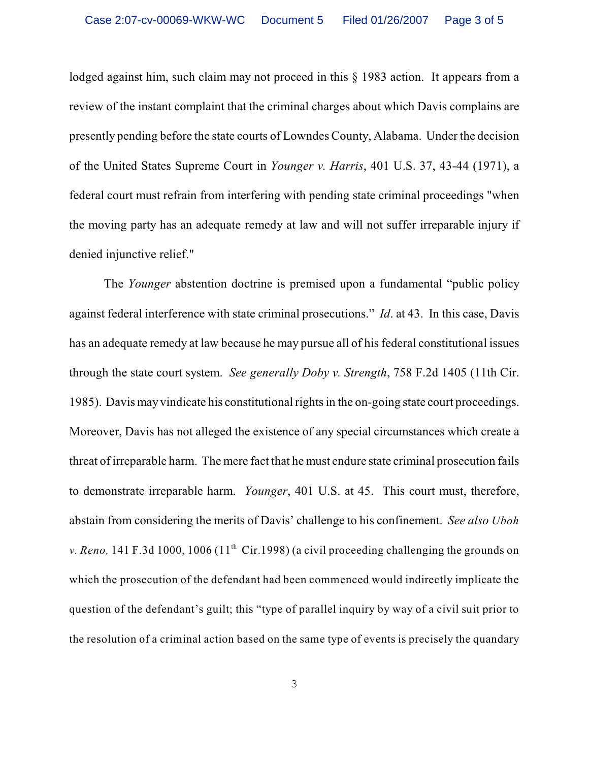lodged against him, such claim may not proceed in this § 1983 action. It appears from a review of the instant complaint that the criminal charges about which Davis complains are presently pending before the state courts of Lowndes County, Alabama. Under the decision of the United States Supreme Court in *Younger v. Harris*, 401 U.S. 37, 43-44 (1971), a federal court must refrain from interfering with pending state criminal proceedings "when the moving party has an adequate remedy at law and will not suffer irreparable injury if denied injunctive relief."

The *Younger* abstention doctrine is premised upon a fundamental "public policy against federal interference with state criminal prosecutions." *Id*. at 43. In this case, Davis has an adequate remedy at law because he may pursue all of his federal constitutional issues through the state court system. *See generally Doby v. Strength*, 758 F.2d 1405 (11th Cir. 1985). Davis may vindicate his constitutional rights in the on-going state court proceedings. Moreover, Davis has not alleged the existence of any special circumstances which create a threat of irreparable harm. The mere fact that he must endure state criminal prosecution fails to demonstrate irreparable harm. *Younger*, 401 U.S. at 45. This court must, therefore, abstain from considering the merits of Davis' challenge to his confinement. *See also Uboh v. Reno,* 141 F.3d 1000, 1006 (11th Cir.1998) (a civil proceeding challenging the grounds on which the prosecution of the defendant had been commenced would indirectly implicate the question of the defendant's guilt; this "type of parallel inquiry by way of a civil suit prior to the resolution of a criminal action based on the same type of events is precisely the quandary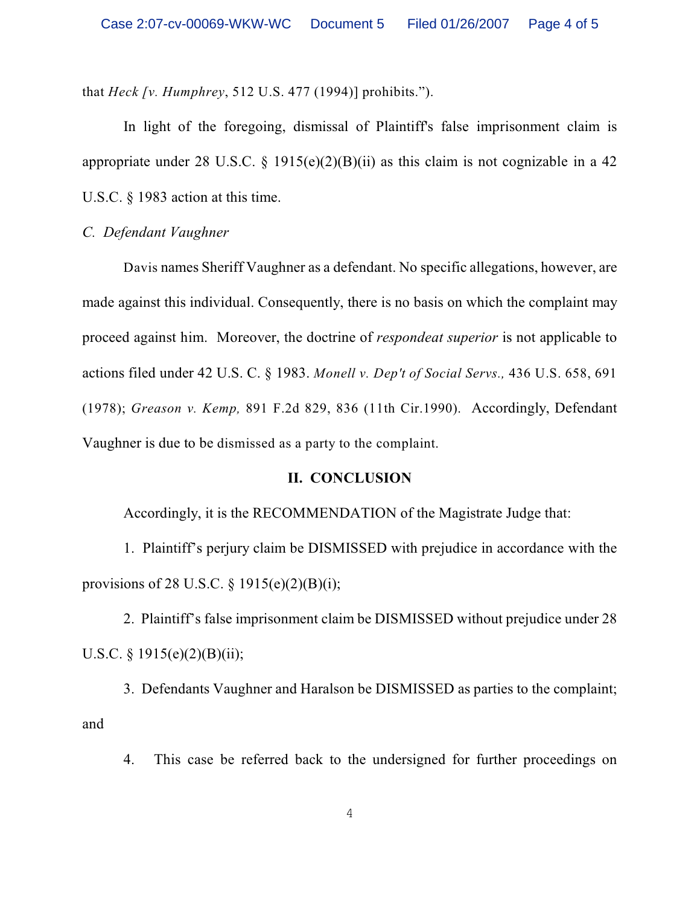that *Heck [v. Humphrey*, 512 U.S. 477 (1994)] prohibits.").

In light of the foregoing, dismissal of Plaintiff's false imprisonment claim is appropriate under 28 U.S.C. § 1915(e)(2)(B)(ii) as this claim is not cognizable in a 42 U.S.C. § 1983 action at this time.

*C. Defendant Vaughner*

Davis names Sheriff Vaughner as a defendant. No specific allegations, however, are made against this individual. Consequently, there is no basis on which the complaint may proceed against him. Moreover, the doctrine of *respondeat superior* is not applicable to actions filed under 42 U.S. C. § 1983. *Monell v. Dep't of Social Servs.,* 436 U.S. 658, 691 (1978); *Greason v. Kemp,* 891 F.2d 829, 836 (11th Cir.1990). Accordingly, Defendant Vaughner is due to be dismissed as a party to the complaint.

## II. CONCLUSION

Accordingly, it is the RECOMMENDATION of the Magistrate Judge that:

1. Plaintiff's perjury claim be DISMISSED with prejudice in accordance with the provisions of 28 U.S.C. § 1915(e)(2)(B)(i);

2. Plaintiff's false imprisonment claim be DISMISSED without prejudice under 28 U.S.C. § 1915(e)(2)(B)(ii);

3. Defendants Vaughner and Haralson be DISMISSED as parties to the complaint; and

4. This case be referred back to the undersigned for further proceedings on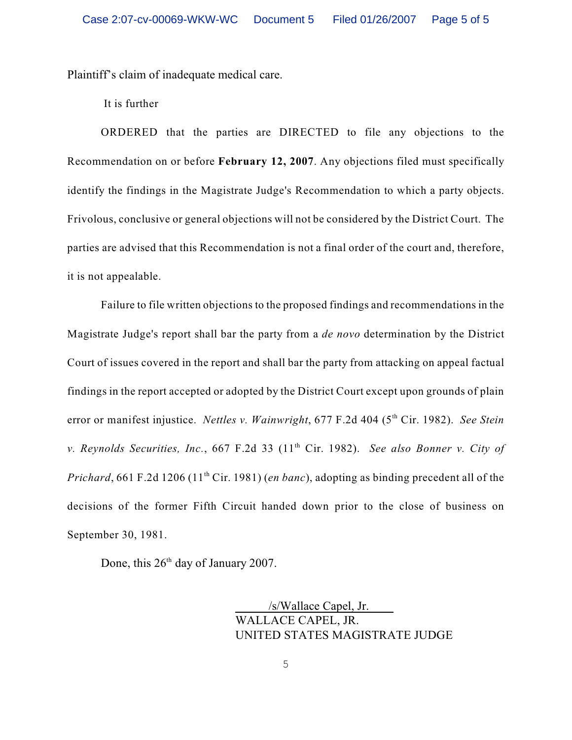Plaintiff's claim of inadequate medical care.

It is further

ORDERED that the parties are DIRECTED to file any objections to the Recommendation on or before **February 12, 2007**. Any objections filed must specifically identify the findings in the Magistrate Judge's Recommendation to which a party objects. Frivolous, conclusive or general objections will not be considered by the District Court. The parties are advised that this Recommendation is not a final order of the court and, therefore, it is not appealable.

Failure to file written objections to the proposed findings and recommendations in the Magistrate Judge's report shall bar the party from a *de novo* determination by the District Court of issues covered in the report and shall bar the party from attacking on appeal factual findings in the report accepted or adopted by the District Court except upon grounds of plain error or manifest injustice. *Nettles v. Wainwright*, 677 F.2d 404 (5th Cir. 1982). *See Stein v. Reynolds Securities, Inc.*, 667 F.2d 33 (11th Cir. 1982). *See also Bonner v. City of Prichard*, 661 F.2d 1206 (11th Cir. 1981) (*en banc*), adopting as binding precedent all of the decisions of the former Fifth Circuit handed down prior to the close of business on September 30, 1981.

Done, this 26th day of January 2007.

/s/Wallace Capel, Jr.
WALLACE CAPEL, JR.
UNITED STATES MAGISTRATE JUDGE